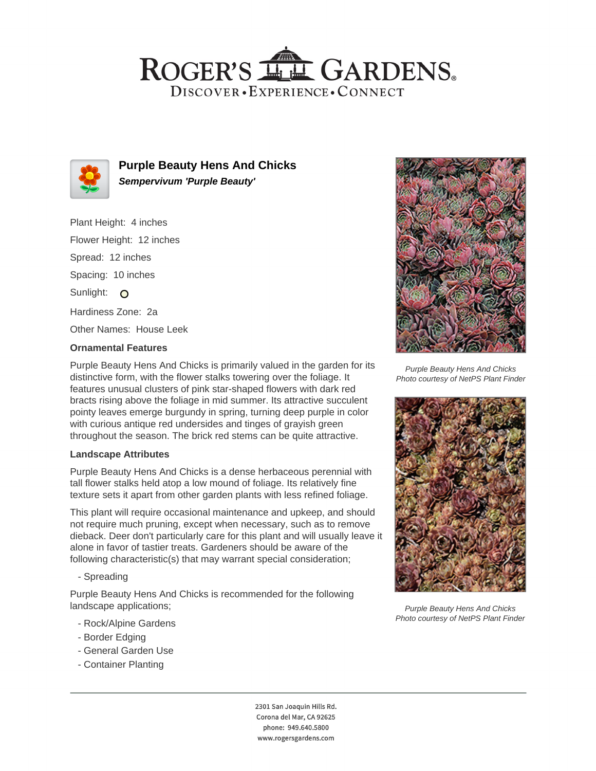# ROGER'S GARDENS

DISCOVER • EXPERIENCE • CONNECT

## Purple Beauty Hens And Chicks

***Sempervivum 'Purple Beauty'***

Plant Height: 4 inches

Flower Height: 12 inches

Spread: 12 inches

Spacing: 10 inches

Sunlight: ○

Hardiness Zone: 2a

Other Names: House Leek

### Ornamental Features

Purple Beauty Hens And Chicks is primarily valued in the garden for its distinctive form, with the flower stalks towering over the foliage. It features unusual clusters of pink star-shaped flowers with dark red bracts rising above the foliage in mid summer. Its attractive succulent pointy leaves emerge burgundy in spring, turning deep purple in color with curious antique red undersides and tinges of grayish green throughout the season. The brick red stems can be quite attractive.

### Landscape Attributes

Purple Beauty Hens And Chicks is a dense herbaceous perennial with tall flower stalks held atop a low mound of foliage. Its relatively fine texture sets it apart from other garden plants with less refined foliage.

This plant will require occasional maintenance and upkeep, and should not require much pruning, except when necessary, such as to remove dieback. Deer don't particularly care for this plant and will usually leave it alone in favor of tastier treats. Gardeners should be aware of the following characteristic(s) that may warrant special consideration;

- Spreading

Purple Beauty Hens And Chicks is recommended for the following landscape applications;

- Rock/Alpine Gardens
- Border Edging
- General Garden Use
- Container Planting

*Purple Beauty Hens And Chicks*
*Photo courtesy of NetPS Plant Finder*

*Purple Beauty Hens And Chicks*
*Photo courtesy of NetPS Plant Finder*

2301 San Joaquin Hills Rd.
Corona del Mar, CA 92625
phone: 949.640.5800
www.rogersgardens.com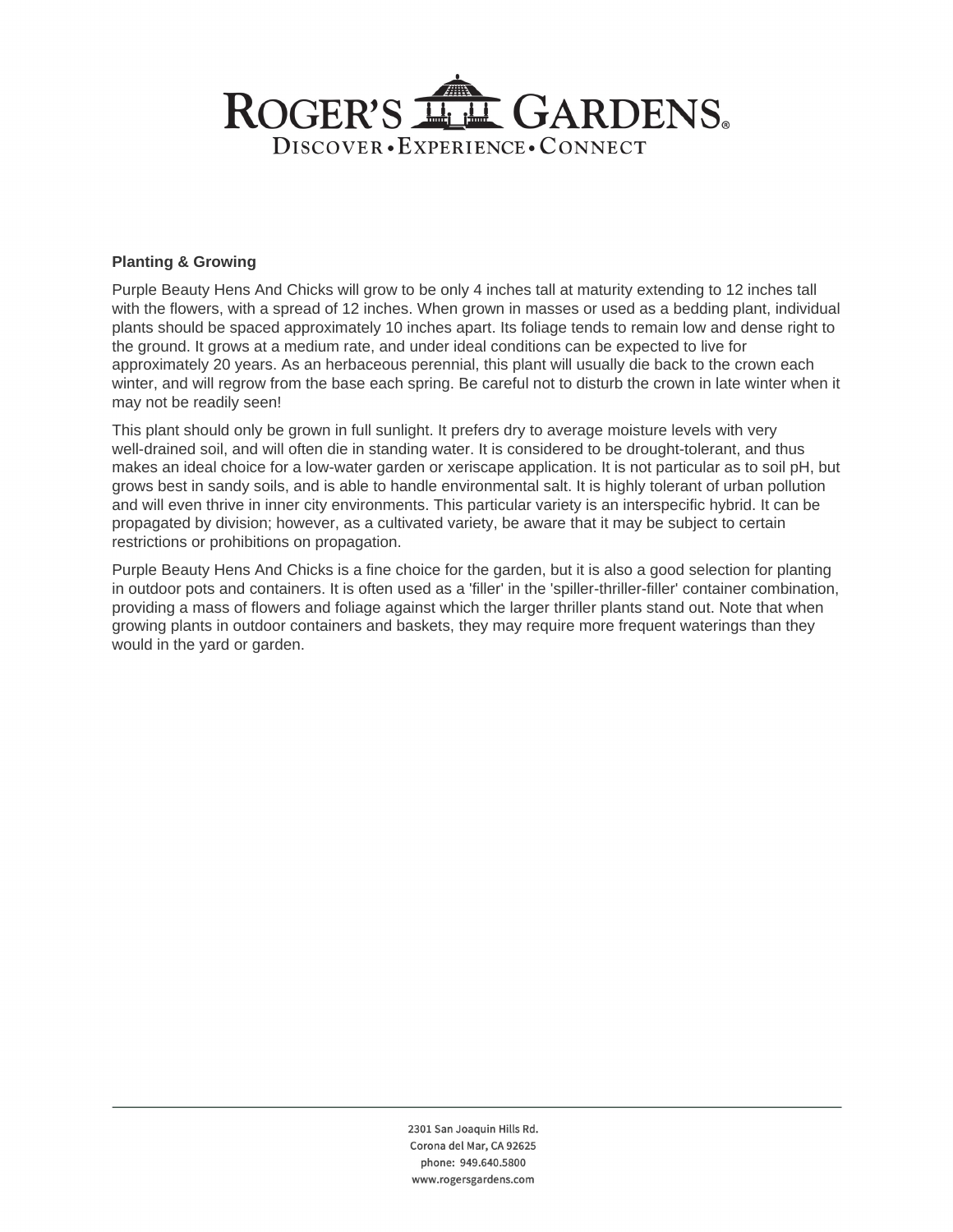**Planting & Growing**

Purple Beauty Hens And Chicks will grow to be only 4 inches tall at maturity extending to 12 inches tall with the flowers, with a spread of 12 inches. When grown in masses or used as a bedding plant, individual plants should be spaced approximately 10 inches apart. Its foliage tends to remain low and dense right to the ground. It grows at a medium rate, and under ideal conditions can be expected to live for approximately 20 years. As an herbaceous perennial, this plant will usually die back to the crown each winter, and will regrow from the base each spring. Be careful not to disturb the crown in late winter when it may not be readily seen!

This plant should only be grown in full sunlight. It prefers dry to average moisture levels with very well-drained soil, and will often die in standing water. It is considered to be drought-tolerant, and thus makes an ideal choice for a low-water garden or xeriscape application. It is not particular as to soil pH, but grows best in sandy soils, and is able to handle environmental salt. It is highly tolerant of urban pollution and will even thrive in inner city environments. This particular variety is an interspecific hybrid. It can be propagated by division; however, as a cultivated variety, be aware that it may be subject to certain restrictions or prohibitions on propagation.

Purple Beauty Hens And Chicks is a fine choice for the garden, but it is also a good selection for planting in outdoor pots and containers. It is often used as a 'filler' in the 'spiller-thriller-filler' container combination, providing a mass of flowers and foliage against which the larger thriller plants stand out. Note that when growing plants in outdoor containers and baskets, they may require more frequent waterings than they would in the yard or garden.